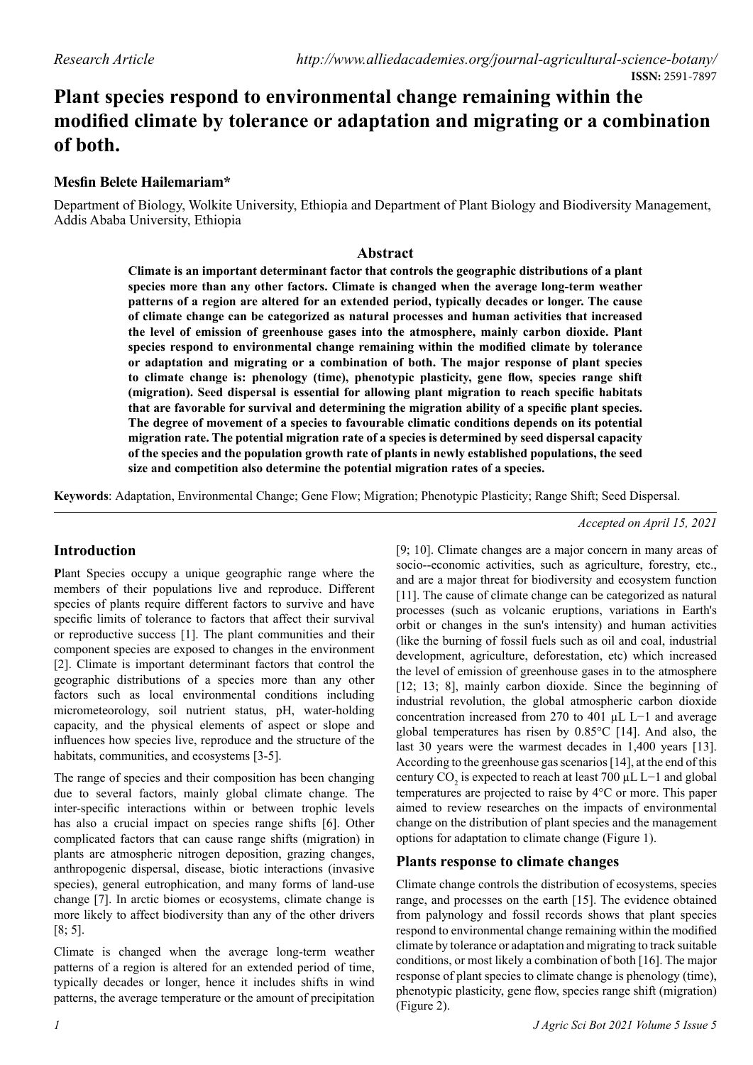# Plant species respond to environmental change remaining within the modified climate by tolerance or adaptation and migrating or a combination of both.

**Mesfin Belete Hailemariam***

Department of Biology, Wolkite University, Ethiopia and Department of Plant Biology and Biodiversity Management, Addis Ababa University, Ethiopia

## Abstract

**Climate is an important determinant factor that controls the geographic distributions of a plant species more than any other factors. Climate is changed when the average long-term weather patterns of a region are altered for an extended period, typically decades or longer. The cause of climate change can be categorized as natural processes and human activities that increased the level of emission of greenhouse gases into the atmosphere, mainly carbon dioxide. Plant species respond to environmental change remaining within the modified climate by tolerance or adaptation and migrating or a combination of both. The major response of plant species to climate change is: phenology (time), phenotypic plasticity, gene flow, species range shift (migration). Seed dispersal is essential for allowing plant migration to reach specific habitats that are favorable for survival and determining the migration ability of a specific plant species. The degree of movement of a species to favourable climatic conditions depends on its potential migration rate. The potential migration rate of a species is determined by seed dispersal capacity of the species and the population growth rate of plants in newly established populations, the seed size and competition also determine the potential migration rates of a species.**

**Keywords**: Adaptation, Environmental Change; Gene Flow; Migration; Phenotypic Plasticity; Range Shift; Seed Dispersal.

*Accepted on April 15, 2021*

## Introduction

**P**lant Species occupy a unique geographic range where the members of their populations live and reproduce. Different species of plants require different factors to survive and have specific limits of tolerance to factors that affect their survival or reproductive success [1]. The plant communities and their component species are exposed to changes in the environment [2]. Climate is important determinant factors that control the geographic distributions of a species more than any other factors such as local environmental conditions including micrometeorology, soil nutrient status, pH, water-holding capacity, and the physical elements of aspect or slope and influences how species live, reproduce and the structure of the habitats, communities, and ecosystems [3-5].

The range of species and their composition has been changing due to several factors, mainly global climate change. The inter-specific interactions within or between trophic levels has also a crucial impact on species range shifts [6]. Other complicated factors that can cause range shifts (migration) in plants are atmospheric nitrogen deposition, grazing changes, anthropogenic dispersal, disease, biotic interactions (invasive species), general eutrophication, and many forms of land-use change [7]. In arctic biomes or ecosystems, climate change is more likely to affect biodiversity than any of the other drivers [8; 5].

Climate is changed when the average long-term weather patterns of a region is altered for an extended period of time, typically decades or longer, hence it includes shifts in wind patterns, the average temperature or the amount of precipitation [9; 10]. Climate changes are a major concern in many areas of socio--economic activities, such as agriculture, forestry, etc., and are a major threat for biodiversity and ecosystem function [11]. The cause of climate change can be categorized as natural processes (such as volcanic eruptions, variations in Earth's orbit or changes in the sun's intensity) and human activities (like the burning of fossil fuels such as oil and coal, industrial development, agriculture, deforestation, etc) which increased the level of emission of greenhouse gases in to the atmosphere [12; 13; 8], mainly carbon dioxide. Since the beginning of industrial revolution, the global atmospheric carbon dioxide concentration increased from 270 to 401 µL L−1 and average global temperatures has risen by 0.85°C [14]. And also, the last 30 years were the warmest decades in 1,400 years [13]. According to the greenhouse gas scenarios [14], at the end of this century $CO_2$ is expected to reach at least 700 µL L−1 and global temperatures are projected to raise by 4°C or more. This paper aimed to review researches on the impacts of environmental change on the distribution of plant species and the management options for adaptation to climate change (Figure 1).

## Plants response to climate changes

Climate change controls the distribution of ecosystems, species range, and processes on the earth [15]. The evidence obtained from palynology and fossil records shows that plant species respond to environmental change remaining within the modified climate by tolerance or adaptation and migrating to track suitable conditions, or most likely a combination of both [16]. The major response of plant species to climate change is phenology (time), phenotypic plasticity, gene flow, species range shift (migration) (Figure 2).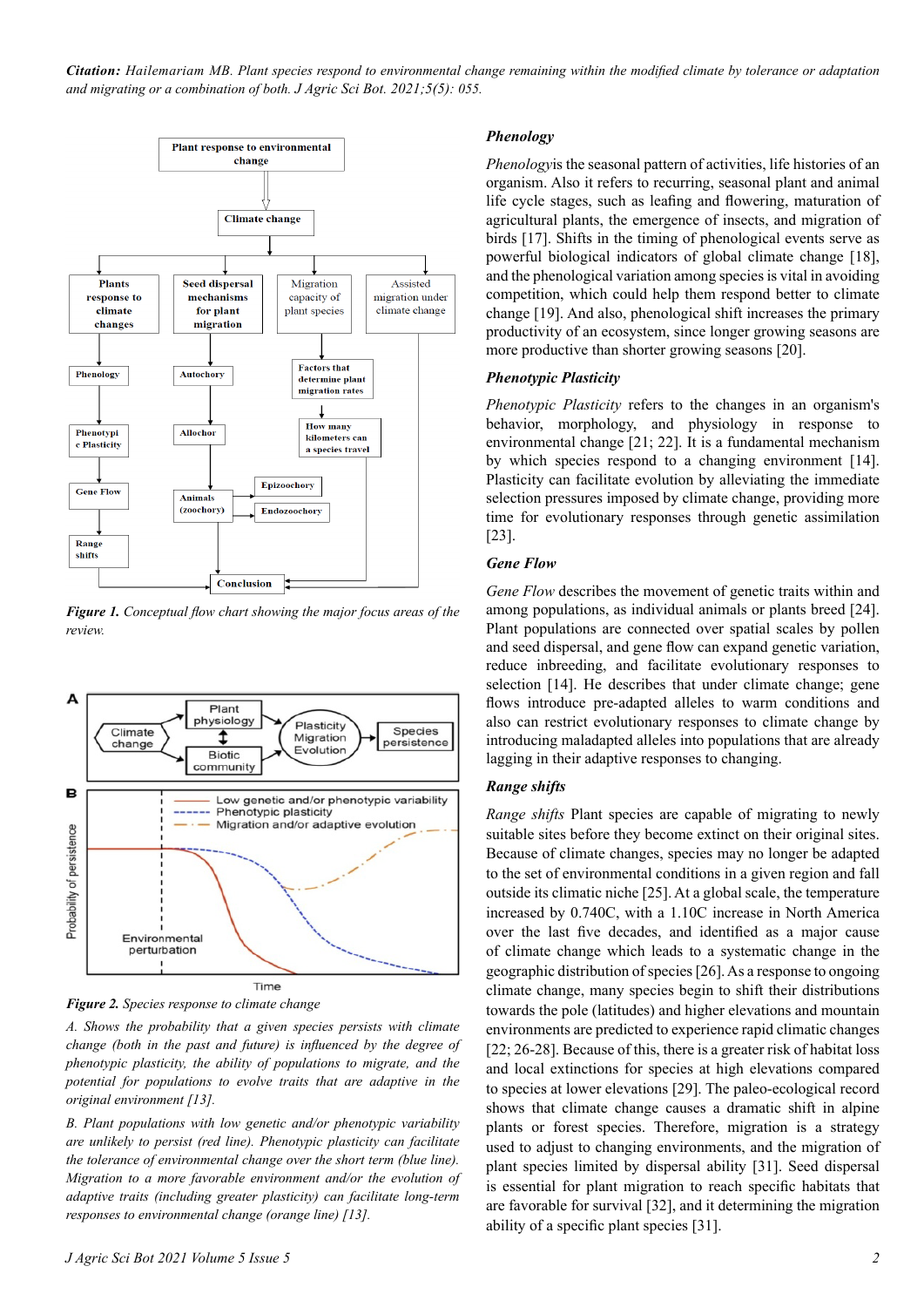*Figure 1. Conceptual flow chart showing the major focus areas of the review.*

*Figure 2. Species response to climate change*

*A. Shows the probability that a given species persists with climate change (both in the past and future) is influenced by the degree of phenotypic plasticity, the ability of populations to migrate, and the potential for populations to evolve traits that are adaptive in the original environment [13].*

*B. Plant populations with low genetic and/or phenotypic variability are unlikely to persist (red line). Phenotypic plasticity can facilitate the tolerance of environmental change over the short term (blue line). Migration to a more favorable environment and/or the evolution of adaptive traits (including greater plasticity) can facilitate long-term responses to environmental change (orange line) [13].*

### Phenology

*Phenology*is the seasonal pattern of activities, life histories of an organism. Also it refers to recurring, seasonal plant and animal life cycle stages, such as leafing and flowering, maturation of agricultural plants, the emergence of insects, and migration of birds [17]. Shifts in the timing of phenological events serve as powerful biological indicators of global climate change [18], and the phenological variation among species is vital in avoiding competition, which could help them respond better to climate change [19]. And also, phenological shift increases the primary productivity of an ecosystem, since longer growing seasons are more productive than shorter growing seasons [20].

### Phenotypic Plasticity

*Phenotypic Plasticity* refers to the changes in an organism's behavior, morphology, and physiology in response to environmental change [21; 22]. It is a fundamental mechanism by which species respond to a changing environment [14]. Plasticity can facilitate evolution by alleviating the immediate selection pressures imposed by climate change, providing more time for evolutionary responses through genetic assimilation [23].

### Gene Flow

*Gene Flow* describes the movement of genetic traits within and among populations, as individual animals or plants breed [24]. Plant populations are connected over spatial scales by pollen and seed dispersal, and gene flow can expand genetic variation, reduce inbreeding, and facilitate evolutionary responses to selection [14]. He describes that under climate change; gene flows introduce pre-adapted alleles to warm conditions and also can restrict evolutionary responses to climate change by introducing maladapted alleles into populations that are already lagging in their adaptive responses to changing.

### Range shifts

*Range shifts* Plant species are capable of migrating to newly suitable sites before they become extinct on their original sites. Because of climate changes, species may no longer be adapted to the set of environmental conditions in a given region and fall outside its climatic niche [25]. At a global scale, the temperature increased by 0.740C, with a 1.10C increase in North America over the last five decades, and identified as a major cause of climate change which leads to a systematic change in the geographic distribution of species [26]. As a response to ongoing climate change, many species begin to shift their distributions towards the pole (latitudes) and higher elevations and mountain environments are predicted to experience rapid climatic changes [22; 26-28]. Because of this, there is a greater risk of habitat loss and local extinctions for species at high elevations compared to species at lower elevations [29]. The paleo-ecological record shows that climate change causes a dramatic shift in alpine plants or forest species. Therefore, migration is a strategy used to adjust to changing environments, and the migration of plant species limited by dispersal ability [31]. Seed dispersal is essential for plant migration to reach specific habitats that are favorable for survival [32], and it determining the migration ability of a specific plant species [31].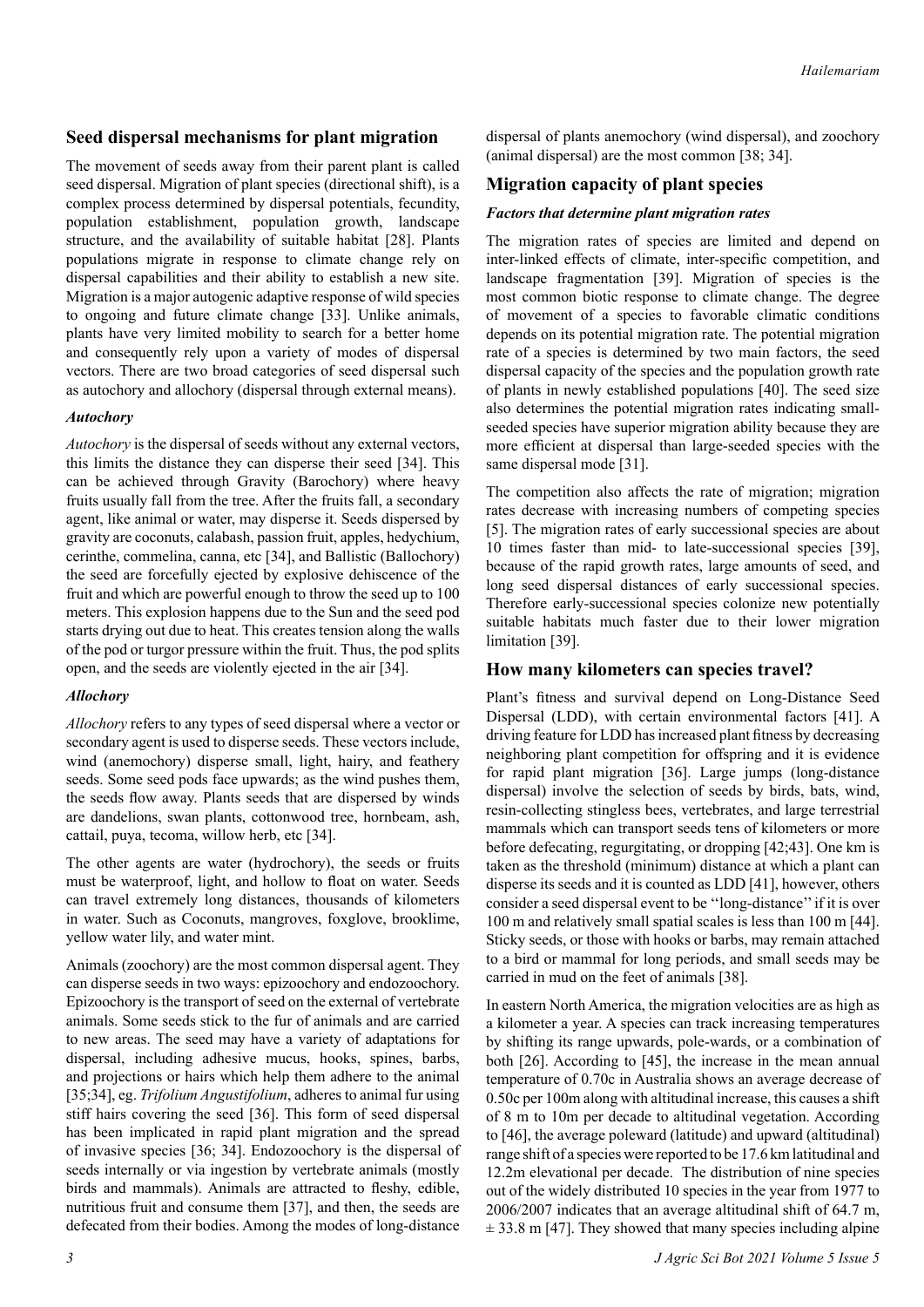## Seed dispersal mechanisms for plant migration

The movement of seeds away from their parent plant is called seed dispersal. Migration of plant species (directional shift), is a complex process determined by dispersal potentials, fecundity, population establishment, population growth, landscape structure, and the availability of suitable habitat [28]. Plants populations migrate in response to climate change rely on dispersal capabilities and their ability to establish a new site. Migration is a major autogenic adaptive response of wild species to ongoing and future climate change [33]. Unlike animals, plants have very limited mobility to search for a better home and consequently rely upon a variety of modes of dispersal vectors. There are two broad categories of seed dispersal such as autochory and allochory (dispersal through external means).

### *Autochory*

*Autochory* is the dispersal of seeds without any external vectors, this limits the distance they can disperse their seed [34]. This can be achieved through Gravity (Barochory) where heavy fruits usually fall from the tree. After the fruits fall, a secondary agent, like animal or water, may disperse it. Seeds dispersed by gravity are coconuts, calabash, passion fruit, apples, hedychium, cerinthe, commelina, canna, etc [34], and Ballistic (Ballochory) the seed are forcefully ejected by explosive dehiscence of the fruit and which are powerful enough to throw the seed up to 100 meters. This explosion happens due to the Sun and the seed pod starts drying out due to heat. This creates tension along the walls of the pod or turgor pressure within the fruit. Thus, the pod splits open, and the seeds are violently ejected in the air [34].

### *Allochory*

*Allochory* refers to any types of seed dispersal where a vector or secondary agent is used to disperse seeds. These vectors include, wind (anemochory) disperse small, light, hairy, and feathery seeds. Some seed pods face upwards; as the wind pushes them, the seeds flow away. Plants seeds that are dispersed by winds are dandelions, swan plants, cottonwood tree, hornbeam, ash, cattail, puya, tecoma, willow herb, etc [34].

The other agents are water (hydrochory), the seeds or fruits must be waterproof, light, and hollow to float on water. Seeds can travel extremely long distances, thousands of kilometers in water. Such as Coconuts, mangroves, foxglove, brooklime, yellow water lily, and water mint.

Animals (zoochory) are the most common dispersal agent. They can disperse seeds in two ways: epizoochory and endozoochory. Epizoochory is the transport of seed on the external of vertebrate animals. Some seeds stick to the fur of animals and are carried to new areas. The seed may have a variety of adaptations for dispersal, including adhesive mucus, hooks, spines, barbs, and projections or hairs which help them adhere to the animal [35;34], eg. *Trifolium Angustifolium*, adheres to animal fur using stiff hairs covering the seed [36]. This form of seed dispersal has been implicated in rapid plant migration and the spread of invasive species [36; 34]. Endozoochory is the dispersal of seeds internally or via ingestion by vertebrate animals (mostly birds and mammals). Animals are attracted to fleshy, edible, nutritious fruit and consume them [37], and then, the seeds are defecated from their bodies. Among the modes of long-distance dispersal of plants anemochory (wind dispersal), and zoochory (animal dispersal) are the most common [38; 34].

## Migration capacity of plant species

### *Factors that determine plant migration rates*

The migration rates of species are limited and depend on inter-linked effects of climate, inter-specific competition, and landscape fragmentation [39]. Migration of species is the most common biotic response to climate change. The degree of movement of a species to favorable climatic conditions depends on its potential migration rate. The potential migration rate of a species is determined by two main factors, the seed dispersal capacity of the species and the population growth rate of plants in newly established populations [40]. The seed size also determines the potential migration rates indicating small-seeded species have superior migration ability because they are more efficient at dispersal than large-seeded species with the same dispersal mode [31].

The competition also affects the rate of migration; migration rates decrease with increasing numbers of competing species [5]. The migration rates of early successional species are about 10 times faster than mid- to late-successional species [39], because of the rapid growth rates, large amounts of seed, and long seed dispersal distances of early successional species. Therefore early-successional species colonize new potentially suitable habitats much faster due to their lower migration limitation [39].

## How many kilometers can species travel?

Plant's fitness and survival depend on Long-Distance Seed Dispersal (LDD), with certain environmental factors [41]. A driving feature for LDD has increased plant fitness by decreasing neighboring plant competition for offspring and it is evidence for rapid plant migration [36]. Large jumps (long-distance dispersal) involve the selection of seeds by birds, bats, wind, resin-collecting stingless bees, vertebrates, and large terrestrial mammals which can transport seeds tens of kilometers or more before defecating, regurgitating, or dropping [42;43]. One km is taken as the threshold (minimum) distance at which a plant can disperse its seeds and it is counted as LDD [41], however, others consider a seed dispersal event to be ''long-distance'' if it is over 100 m and relatively small spatial scales is less than 100 m [44]. Sticky seeds, or those with hooks or barbs, may remain attached to a bird or mammal for long periods, and small seeds may be carried in mud on the feet of animals [38].

In eastern North America, the migration velocities are as high as a kilometer a year. A species can track increasing temperatures by shifting its range upwards, pole-wards, or a combination of both [26]. According to [45], the increase in the mean annual temperature of 0.70c in Australia shows an average decrease of 0.50c per 100m along with altitudinal increase, this causes a shift of 8 m to 10m per decade to altitudinal vegetation. According to [46], the average poleward (latitude) and upward (altitudinal) range shift of a species were reported to be 17.6 km latitudinal and 12.2m elevational per decade. The distribution of nine species out of the widely distributed 10 species in the year from 1977 to 2006/2007 indicates that an average altitudinal shift of 64.7 m, ± 33.8 m [47]. They showed that many species including alpine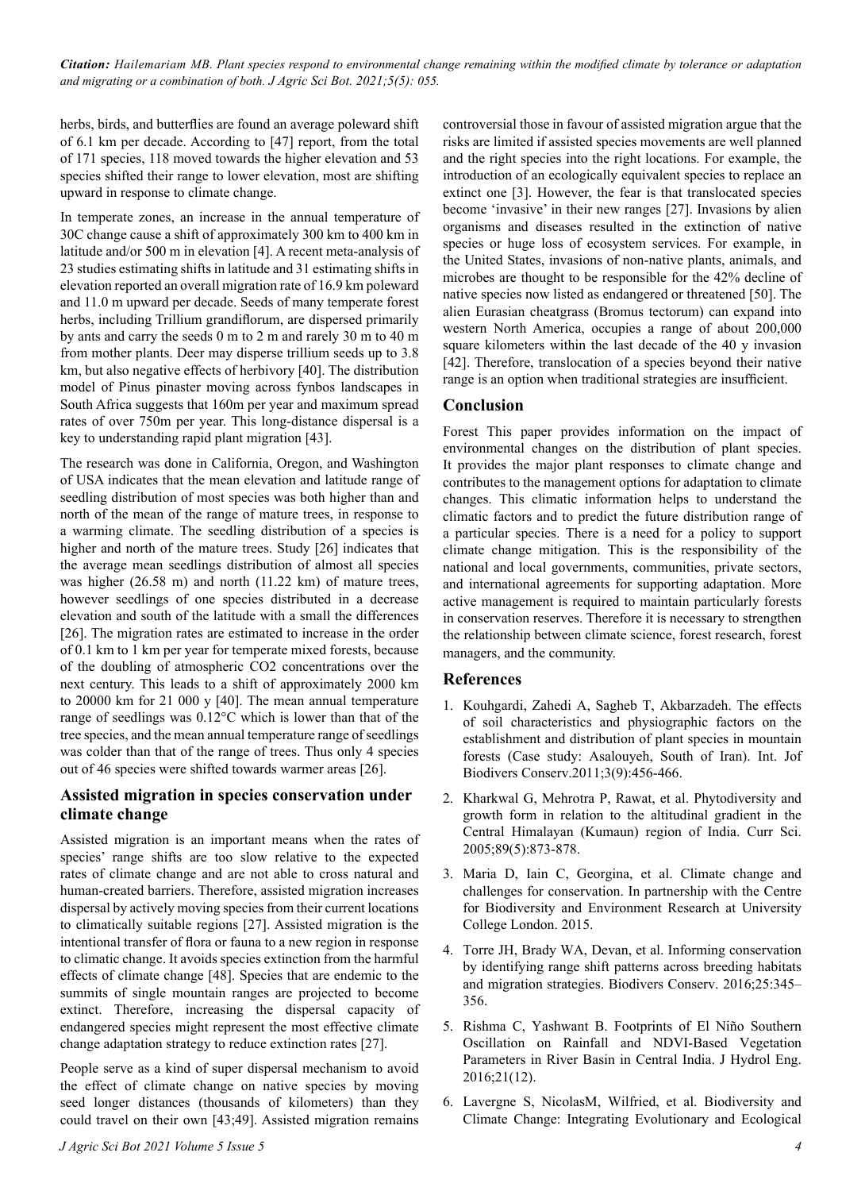herbs, birds, and butterflies are found an average poleward shift of 6.1 km per decade. According to [47] report, from the total of 171 species, 118 moved towards the higher elevation and 53 species shifted their range to lower elevation, most are shifting upward in response to climate change.

In temperate zones, an increase in the annual temperature of 30C change cause a shift of approximately 300 km to 400 km in latitude and/or 500 m in elevation [4]. A recent meta-analysis of 23 studies estimating shifts in latitude and 31 estimating shifts in elevation reported an overall migration rate of 16.9 km poleward and 11.0 m upward per decade. Seeds of many temperate forest herbs, including Trillium grandiflorum, are dispersed primarily by ants and carry the seeds 0 m to 2 m and rarely 30 m to 40 m from mother plants. Deer may disperse trillium seeds up to 3.8 km, but also negative effects of herbivory [40]. The distribution model of Pinus pinaster moving across fynbos landscapes in South Africa suggests that 160m per year and maximum spread rates of over 750m per year. This long-distance dispersal is a key to understanding rapid plant migration [43].

The research was done in California, Oregon, and Washington of USA indicates that the mean elevation and latitude range of seedling distribution of most species was both higher than and north of the mean of the range of mature trees, in response to a warming climate. The seedling distribution of a species is higher and north of the mature trees. Study [26] indicates that the average mean seedlings distribution of almost all species was higher (26.58 m) and north (11.22 km) of mature trees, however seedlings of one species distributed in a decrease elevation and south of the latitude with a small the differences [26]. The migration rates are estimated to increase in the order of 0.1 km to 1 km per year for temperate mixed forests, because of the doubling of atmospheric $CO_2$ concentrations over the next century. This leads to a shift of approximately 2000 km to 20000 km for 21 000 y [40]. The mean annual temperature range of seedlings was 0.12°C which is lower than that of the tree species, and the mean annual temperature range of seedlings was colder than that of the range of trees. Thus only 4 species out of 46 species were shifted towards warmer areas [26].

## Assisted migration in species conservation under climate change

Assisted migration is an important means when the rates of species' range shifts are too slow relative to the expected rates of climate change and are not able to cross natural and human-created barriers. Therefore, assisted migration increases dispersal by actively moving species from their current locations to climatically suitable regions [27]. Assisted migration is the intentional transfer of flora or fauna to a new region in response to climatic change. It avoids species extinction from the harmful effects of climate change [48]. Species that are endemic to the summits of single mountain ranges are projected to become extinct. Therefore, increasing the dispersal capacity of endangered species might represent the most effective climate change adaptation strategy to reduce extinction rates [27].

People serve as a kind of super dispersal mechanism to avoid the effect of climate change on native species by moving seed longer distances (thousands of kilometers) than they could travel on their own [43;49]. Assisted migration remains controversial those in favour of assisted migration argue that the risks are limited if assisted species movements are well planned and the right species into the right locations. For example, the introduction of an ecologically equivalent species to replace an extinct one [3]. However, the fear is that translocated species become 'invasive' in their new ranges [27]. Invasions by alien organisms and diseases resulted in the extinction of native species or huge loss of ecosystem services. For example, in the United States, invasions of non-native plants, animals, and microbes are thought to be responsible for the 42% decline of native species now listed as endangered or threatened [50]. The alien Eurasian cheatgrass (Bromus tectorum) can expand into western North America, occupies a range of about 200,000 square kilometers within the last decade of the 40 y invasion [42]. Therefore, translocation of a species beyond their native range is an option when traditional strategies are insufficient.

## Conclusion

Forest This paper provides information on the impact of environmental changes on the distribution of plant species. It provides the major plant responses to climate change and contributes to the management options for adaptation to climate changes. This climatic information helps to understand the climatic factors and to predict the future distribution range of a particular species. There is a need for a policy to support climate change mitigation. This is the responsibility of the national and local governments, communities, private sectors, and international agreements for supporting adaptation. More active management is required to maintain particularly forests in conservation reserves. Therefore it is necessary to strengthen the relationship between climate science, forest research, forest managers, and the community.

## References

1. Kouhgardi, Zahedi A, Sagheb T, Akbarzadeh. The effects of soil characteristics and physiographic factors on the establishment and distribution of plant species in mountain forests (Case study: Asalouyeh, South of Iran). Int. Jof Biodivers Conserv.2011;3(9):456-466.
2. Kharkwal G, Mehrotra P, Rawat, et al. Phytodiversity and growth form in relation to the altitudinal gradient in the Central Himalayan (Kumaun) region of India. Curr Sci. 2005;89(5):873-878.
3. Maria D, Iain C, Georgina, et al. Climate change and challenges for conservation. In partnership with the Centre for Biodiversity and Environment Research at University College London. 2015.
4. Torre JH, Brady WA, Devan, et al. Informing conservation by identifying range shift patterns across breeding habitats and migration strategies. Biodivers Conserv. 2016;25:345–356.
5. Rishma C, Yashwant B. Footprints of El Niño Southern Oscillation on Rainfall and NDVI-Based Vegetation Parameters in River Basin in Central India. J Hydrol Eng. 2016;21(12).
6. Lavergne S, NicolasM, Wilfried, et al. Biodiversity and Climate Change: Integrating Evolutionary and Ecological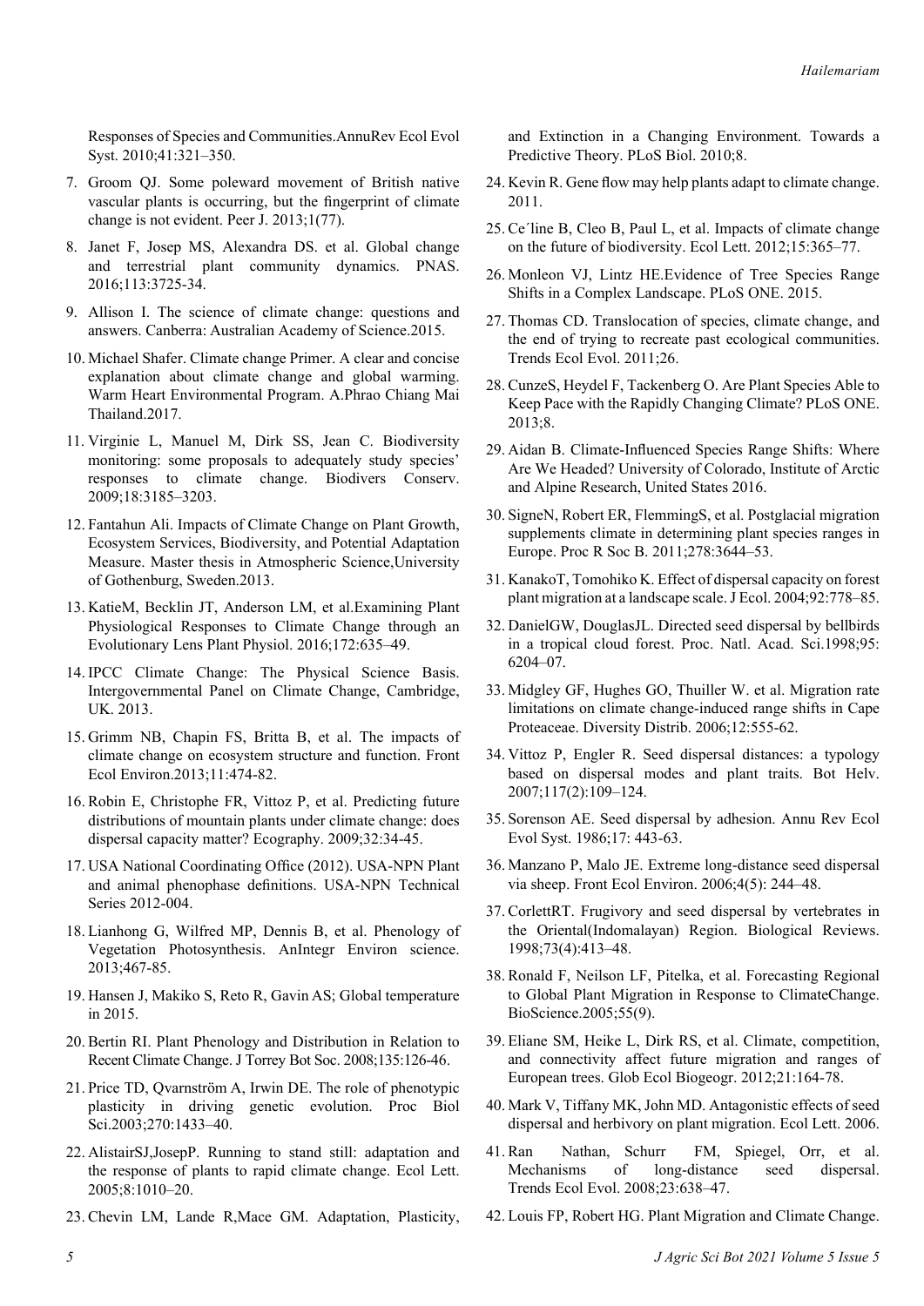Responses of Species and Communities.AnnuRev Ecol Evol Syst. 2010;41:321–350.

7. Groom QJ. Some poleward movement of British native vascular plants is occurring, but the fingerprint of climate change is not evident. Peer J. 2013;1(77).
8. Janet F, Josep MS, Alexandra DS. et al. Global change and terrestrial plant community dynamics. PNAS. 2016;113:3725-34.
9. Allison I. The science of climate change: questions and answers. Canberra: Australian Academy of Science.2015.
10. Michael Shafer. Climate change Primer. A clear and concise explanation about climate change and global warming. Warm Heart Environmental Program. A.Phrao Chiang Mai Thailand.2017.
11. Virginie L, Manuel M, Dirk SS, Jean C. Biodiversity monitoring: some proposals to adequately study species' responses to climate change. Biodivers Conserv. 2009;18:3185–3203.
12. Fantahun Ali. Impacts of Climate Change on Plant Growth, Ecosystem Services, Biodiversity, and Potential Adaptation Measure. Master thesis in Atmospheric Science,University of Gothenburg, Sweden.2013.
13. KatieM, Becklin JT, Anderson LM, et al.Examining Plant Physiological Responses to Climate Change through an Evolutionary Lens Plant Physiol. 2016;172:635–49.
14. IPCC Climate Change: The Physical Science Basis. Intergovernmental Panel on Climate Change, Cambridge, UK. 2013.
15. Grimm NB, Chapin FS, Britta B, et al. The impacts of climate change on ecosystem structure and function. Front Ecol Environ.2013;11:474-82.
16. Robin E, Christophe FR, Vittoz P, et al. Predicting future distributions of mountain plants under climate change: does dispersal capacity matter? Ecography. 2009;32:34-45.
17. USA National Coordinating Office (2012). USA-NPN Plant and animal phenophase definitions. USA-NPN Technical Series 2012-004.
18. Lianhong G, Wilfred MP, Dennis B, et al. Phenology of Vegetation Photosynthesis. AnIntegr Environ science. 2013;467-85.
19. Hansen J, Makiko S, Reto R, Gavin AS; Global temperature in 2015.
20. Bertin RI. Plant Phenology and Distribution in Relation to Recent Climate Change. J Torrey Bot Soc. 2008;135:126-46.
21. Price TD, Qvarnström A, Irwin DE. The role of phenotypic plasticity in driving genetic evolution. Proc Biol Sci.2003;270:1433–40.
22. AlistairSJ,JosepP. Running to stand still: adaptation and the response of plants to rapid climate change. Ecol Lett. 2005;8:1010–20.
23. Chevin LM, Lande R,Mace GM. Adaptation, Plasticity, and Extinction in a Changing Environment. Towards a Predictive Theory. PLoS Biol. 2010;8.
24. Kevin R. Gene flow may help plants adapt to climate change. 2011.
25. Ce´line B, Cleo B, Paul L, et al. Impacts of climate change on the future of biodiversity. Ecol Lett. 2012;15:365–77.
26. Monleon VJ, Lintz HE.Evidence of Tree Species Range Shifts in a Complex Landscape. PLoS ONE. 2015.
27. Thomas CD. Translocation of species, climate change, and the end of trying to recreate past ecological communities. Trends Ecol Evol. 2011;26.
28. CunzeS, Heydel F, Tackenberg O. Are Plant Species Able to Keep Pace with the Rapidly Changing Climate? PLoS ONE. 2013;8.
29. Aidan B. Climate-Influenced Species Range Shifts: Where Are We Headed? University of Colorado, Institute of Arctic and Alpine Research, United States 2016.
30. SigneN, Robert ER, FlemmingS, et al. Postglacial migration supplements climate in determining plant species ranges in Europe. Proc R Soc B. 2011;278:3644–53.
31. KanakoT, Tomohiko K. Effect of dispersal capacity on forest plant migration at a landscape scale. J Ecol. 2004;92:778–85.
32. DanielGW, DouglasJL. Directed seed dispersal by bellbirds in a tropical cloud forest. Proc. Natl. Acad. Sci.1998;95: 6204–07.
33. Midgley GF, Hughes GO, Thuiller W. et al. Migration rate limitations on climate change-induced range shifts in Cape Proteaceae. Diversity Distrib. 2006;12:555-62.
34. Vittoz P, Engler R. Seed dispersal distances: a typology based on dispersal modes and plant traits. Bot Helv. 2007;117(2):109–124.
35. Sorenson AE. Seed dispersal by adhesion. Annu Rev Ecol Evol Syst. 1986;17: 443-63.
36. Manzano P, Malo JE. Extreme long-distance seed dispersal via sheep. Front Ecol Environ. 2006;4(5): 244–48.
37. CorlettRT. Frugivory and seed dispersal by vertebrates in the Oriental(Indomalayan) Region. Biological Reviews. 1998;73(4):413–48.
38. Ronald F, Neilson LF, Pitelka, et al. Forecasting Regional to Global Plant Migration in Response to ClimateChange. BioScience.2005;55(9).
39. Eliane SM, Heike L, Dirk RS, et al. Climate, competition, and connectivity affect future migration and ranges of European trees. Glob Ecol Biogeogr. 2012;21:164-78.
40. Mark V, Tiffany MK, John MD. Antagonistic effects of seed dispersal and herbivory on plant migration. Ecol Lett. 2006.
41. Ran Nathan, Schurr FM, Spiegel, Orr, et al. Mechanisms of long-distance seed dispersal. Trends Ecol Evol. 2008;23:638–47.
42. Louis FP, Robert HG. Plant Migration and Climate Change.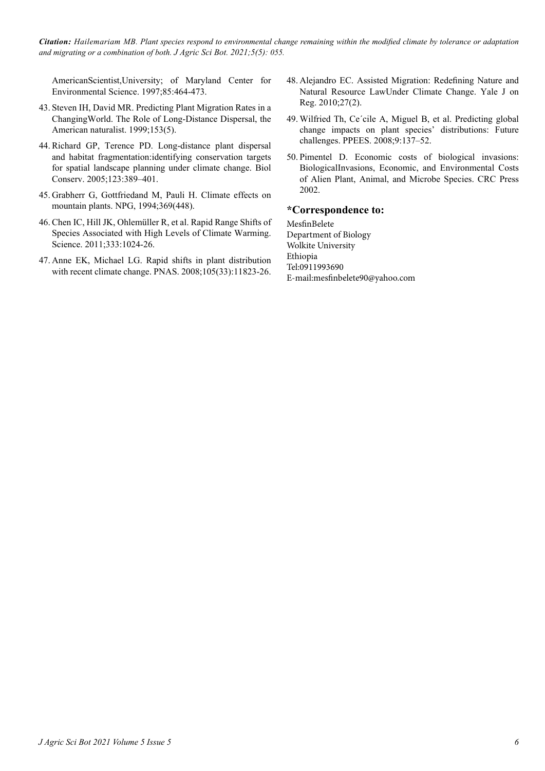AmericanScientist,University; of Maryland Center for Environmental Science. 1997;85:464-473.

43. Steven IH, David MR. Predicting Plant Migration Rates in a ChangingWorld. The Role of Long-Distance Dispersal, the American naturalist. 1999;153(5).

44. Richard GP, Terence PD. Long-distance plant dispersal and habitat fragmentation:identifying conservation targets for spatial landscape planning under climate change. Biol Conserv. 2005;123:389–401.

45. Grabherr G, Gottfriedand M, Pauli H. Climate effects on mountain plants. NPG, 1994;369(448).

46. Chen IC, Hill JK, Ohlemüller R, et al. Rapid Range Shifts of Species Associated with High Levels of Climate Warming. Science. 2011;333:1024-26.

47. Anne EK, Michael LG. Rapid shifts in plant distribution with recent climate change. PNAS. 2008;105(33):11823-26.

48. Alejandro EC. Assisted Migration: Redefining Nature and Natural Resource LawUnder Climate Change. Yale J on Reg. 2010;27(2).

49. Wilfried Th, Ce´cile A, Miguel B, et al. Predicting global change impacts on plant species' distributions: Future challenges. PPEES. 2008;9:137–52.

50. Pimentel D. Economic costs of biological invasions: BiologicalInvasions, Economic, and Environmental Costs of Alien Plant, Animal, and Microbe Species. CRC Press 2002.

### *Correspondence to:

MesfinBelete
Department of Biology
Wolkite University
Ethiopia
Tel:0911993690
E-mail:mesfinbelete90@yahoo.com